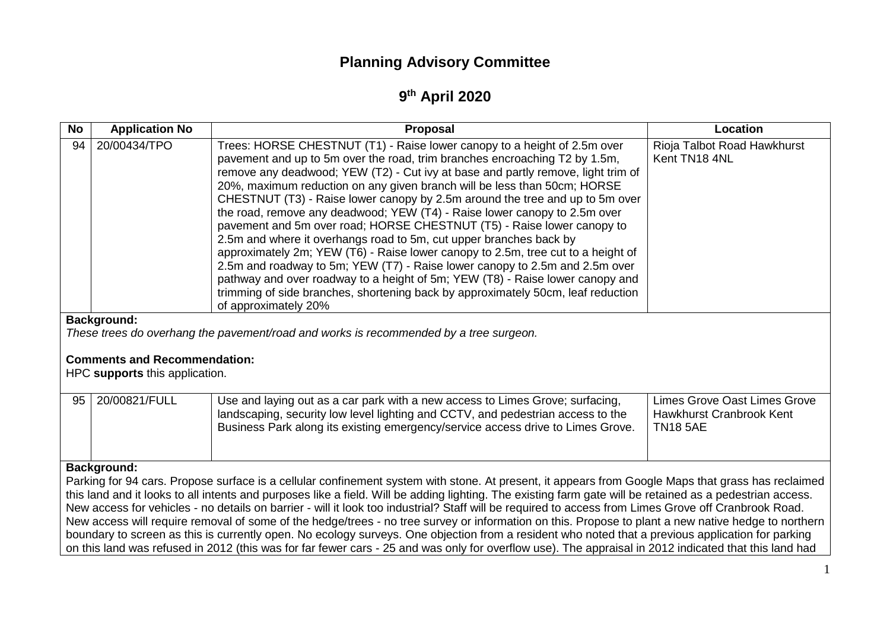# Planning Advisory Committee

## 9th April 2020

| No | Application No | Proposal | Location |
|---|---|---|---|
| 94 | 20/00434/TPO | Trees: HORSE CHESTNUT (T1) - Raise lower canopy to a height of 2.5m over pavement and up to 5m over the road, trim branches encroaching T2 by 1.5m, remove any deadwood; YEW (T2) - Cut ivy at base and partly remove, light trim of 20%, maximum reduction on any given branch will be less than 50cm; HORSE CHESTNUT (T3) - Raise lower canopy by 2.5m around the tree and up to 5m over the road, remove any deadwood; YEW (T4) - Raise lower canopy to 2.5m over pavement and 5m over road; HORSE CHESTNUT (T5) - Raise lower canopy to 2.5m and where it overhangs road to 5m, cut upper branches back by approximately 2m; YEW (T6) - Raise lower canopy to 2.5m, tree cut to a height of 2.5m and roadway to 5m; YEW (T7) - Raise lower canopy to 2.5m and 2.5m over pathway and over roadway to a height of 5m; YEW (T8) - Raise lower canopy and trimming of side branches, shortening back by approximately 50cm, leaf reduction of approximately 20% | Rioja Talbot Road Hawkhurst Kent TN18 4NL |

**Background:**

*These trees do overhang the pavement/road and works is recommended by a tree surgeon.*

**Comments and Recommendation:**

HPC **supports** this application.

| No | Application No | Proposal | Location |
|---|---|---|---|
| 95 | 20/00821/FULL | Use and laying out as a car park with a new access to Limes Grove; surfacing, landscaping, security low level lighting and CCTV, and pedestrian access to the Business Park along its existing emergency/service access drive to Limes Grove. | Limes Grove Oast Limes Grove Hawkhurst Cranbrook Kent TN18 5AE |

**Background:**

Parking for 94 cars. Propose surface is a cellular confinement system with stone. At present, it appears from Google Maps that grass has reclaimed this land and it looks to all intents and purposes like a field. Will be adding lighting. The existing farm gate will be retained as a pedestrian access. New access for vehicles - no details on barrier - will it look too industrial? Staff will be required to access from Limes Grove off Cranbrook Road. New access will require removal of some of the hedge/trees - no tree survey or information on this. Propose to plant a new native hedge to northern boundary to screen as this is currently open. No ecology surveys. One objection from a resident who noted that a previous application for parking on this land was refused in 2012 (this was for far fewer cars - 25 and was only for overflow use). The appraisal in 2012 indicated that this land had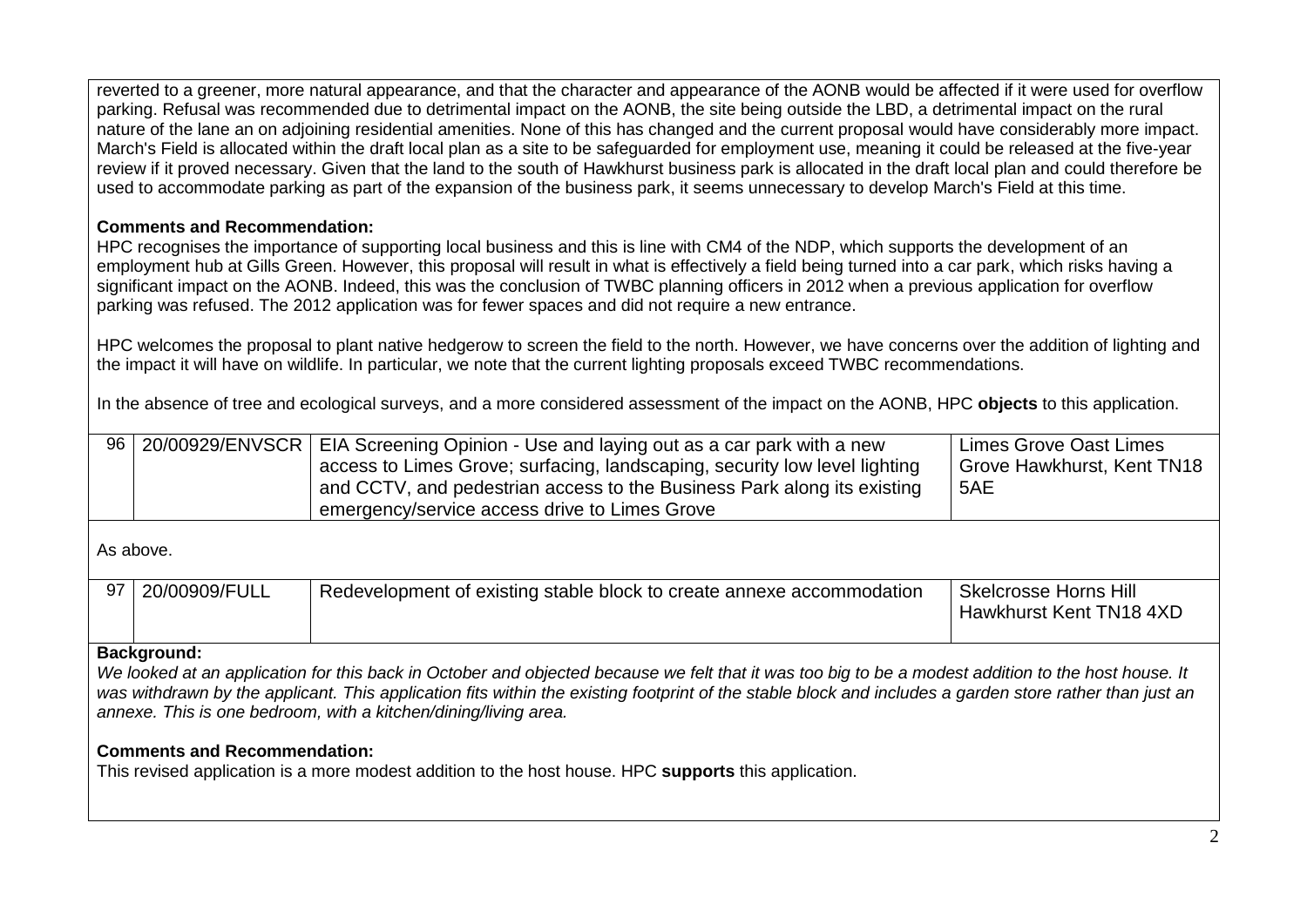reverted to a greener, more natural appearance, and that the character and appearance of the AONB would be affected if it were used for overflow parking. Refusal was recommended due to detrimental impact on the AONB, the site being outside the LBD, a detrimental impact on the rural nature of the lane an on adjoining residential amenities. None of this has changed and the current proposal would have considerably more impact. March's Field is allocated within the draft local plan as a site to be safeguarded for employment use, meaning it could be released at the five-year review if it proved necessary. Given that the land to the south of Hawkhurst business park is allocated in the draft local plan and could therefore be used to accommodate parking as part of the expansion of the business park, it seems unnecessary to develop March's Field at this time.

**Comments and Recommendation:**
HPC recognises the importance of supporting local business and this is line with CM4 of the NDP, which supports the development of an employment hub at Gills Green. However, this proposal will result in what is effectively a field being turned into a car park, which risks having a significant impact on the AONB. Indeed, this was the conclusion of TWBC planning officers in 2012 when a previous application for overflow parking was refused. The 2012 application was for fewer spaces and did not require a new entrance.

HPC welcomes the proposal to plant native hedgerow to screen the field to the north. However, we have concerns over the addition of lighting and the impact it will have on wildlife. In particular, we note that the current lighting proposals exceed TWBC recommendations.

In the absence of tree and ecological surveys, and a more considered assessment of the impact on the AONB, HPC **objects** to this application.

| 96 | 20/00929/ENVSCR | EIA Screening Opinion - Use and laying out as a car park with a new access to Limes Grove; surfacing, landscaping, security low level lighting and CCTV, and pedestrian access to the Business Park along its existing emergency/service access drive to Limes Grove | Limes Grove Oast Limes Grove Hawkhurst, Kent TN18 5AE |
|---|---|---|---|

As above.

| 97 | 20/00909/FULL | Redevelopment of existing stable block to create annexe accommodation | Skelcrosse Horns Hill Hawkhurst Kent TN18 4XD |
|---|---|---|---|

**Background:**
*We looked at an application for this back in October and objected because we felt that it was too big to be a modest addition to the host house. It was withdrawn by the applicant. This application fits within the existing footprint of the stable block and includes a garden store rather than just an annexe. This is one bedroom, with a kitchen/dining/living area.*

**Comments and Recommendation:**
This revised application is a more modest addition to the host house. HPC **supports** this application.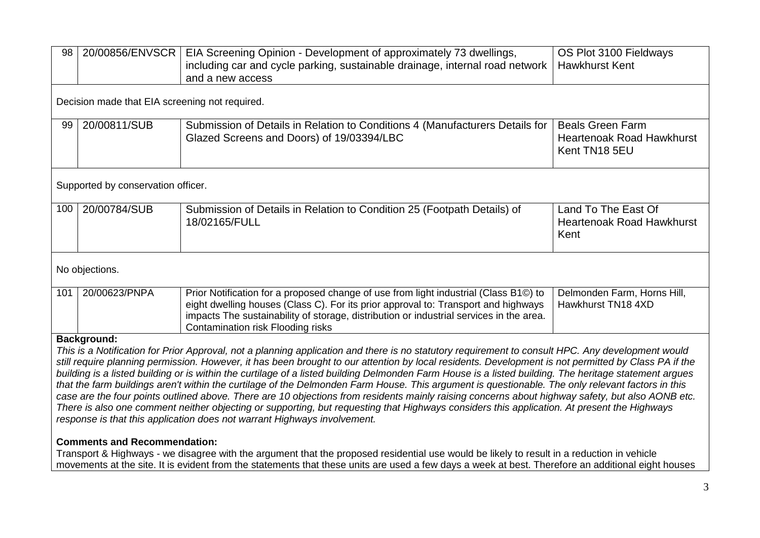| 98 | 20/00856/ENVSCR | EIA Screening Opinion - Development of approximately 73 dwellings, including car and cycle parking, sustainable drainage, internal road network and a new access | OS Plot 3100 Fieldways Hawkhurst Kent |
|---|---|---|---|

Decision made that EIA screening not required.

| 99 | 20/00811/SUB | Submission of Details in Relation to Conditions 4 (Manufacturers Details for Glazed Screens and Doors) of 19/03394/LBC | Beals Green Farm Heartenoak Road Hawkhurst Kent TN18 5EU |
|---|---|---|---|

Supported by conservation officer.

| 100 | 20/00784/SUB | Submission of Details in Relation to Condition 25 (Footpath Details) of 18/02165/FULL | Land To The East Of Heartenoak Road Hawkhurst Kent |
|---|---|---|---|

No objections.

| 101 | 20/00623/PNPA | Prior Notification for a proposed change of use from light industrial (Class B1©) to eight dwelling houses (Class C). For its prior approval to: Transport and highways impacts The sustainability of storage, distribution or industrial services in the area. Contamination risk Flooding risks | Delmonden Farm, Horns Hill, Hawkhurst TN18 4XD |
|---|---|---|---|

**Background:**

*This is a Notification for Prior Approval, not a planning application and there is no statutory requirement to consult HPC. Any development would still require planning permission. However, it has been brought to our attention by local residents. Development is not permitted by Class PA if the building is a listed building or is within the curtilage of a listed building Delmonden Farm House is a listed building. The heritage statement argues that the farm buildings aren't within the curtilage of the Delmonden Farm House. This argument is questionable. The only relevant factors in this case are the four points outlined above. There are 10 objections from residents mainly raising concerns about highway safety, but also AONB etc. There is also one comment neither objecting or supporting, but requesting that Highways considers this application. At present the Highways response is that this application does not warrant Highways involvement.*

**Comments and Recommendation:**

Transport & Highways - we disagree with the argument that the proposed residential use would be likely to result in a reduction in vehicle movements at the site. It is evident from the statements that these units are used a few days a week at best. Therefore an additional eight houses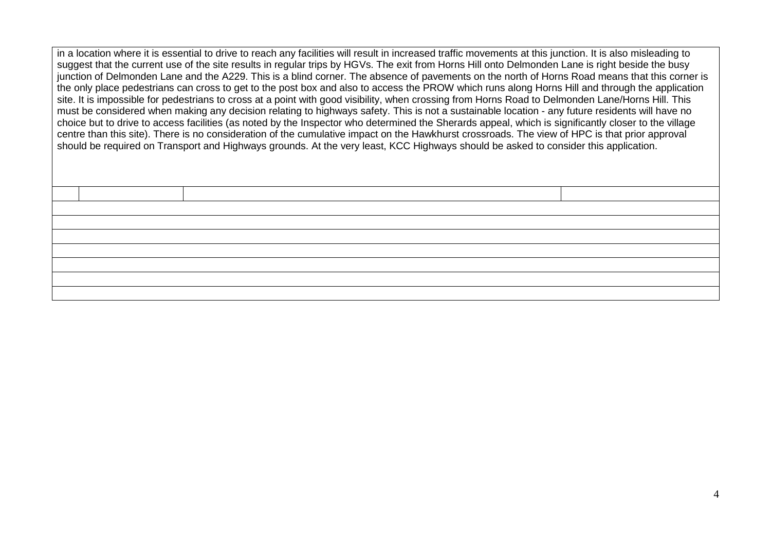in a location where it is essential to drive to reach any facilities will result in increased traffic movements at this junction. It is also misleading to suggest that the current use of the site results in regular trips by HGVs. The exit from Horns Hill onto Delmonden Lane is right beside the busy junction of Delmonden Lane and the A229. This is a blind corner. The absence of pavements on the north of Horns Road means that this corner is the only place pedestrians can cross to get to the post box and also to access the PROW which runs along Horns Hill and through the application site. It is impossible for pedestrians to cross at a point with good visibility, when crossing from Horns Road to Delmonden Lane/Horns Hill. This must be considered when making any decision relating to highways safety. This is not a sustainable location - any future residents will have no choice but to drive to access facilities (as noted by the Inspector who determined the Sherards appeal, which is significantly closer to the village centre than this site). There is no consideration of the cumulative impact on the Hawkhurst crossroads. The view of HPC is that prior approval should be required on Transport and Highways grounds. At the very least, KCC Highways should be asked to consider this application.